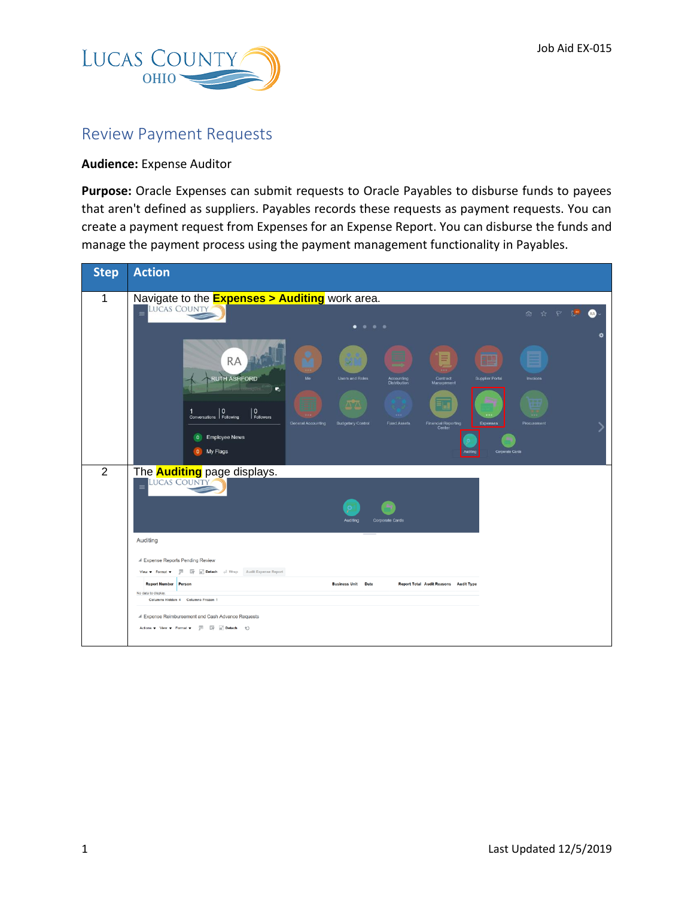Job Aid EX-015

# Review Payment Requests

**Audience:** Expense Auditor

**Purpose:** Oracle Expenses can submit requests to Oracle Payables to disburse funds to payees that aren't defined as suppliers. Payables records these requests as payment requests. You can create a payment request from Expenses for an Expense Report. You can disburse the funds and manage the payment process using the payment management functionality in Payables.

| Step | Action |
| --- | --- |
| 1 | Navigate to the **Expenses > Auditing** work area. |
| 2 | The **Auditing** page displays. |

Last Updated 12/5/2019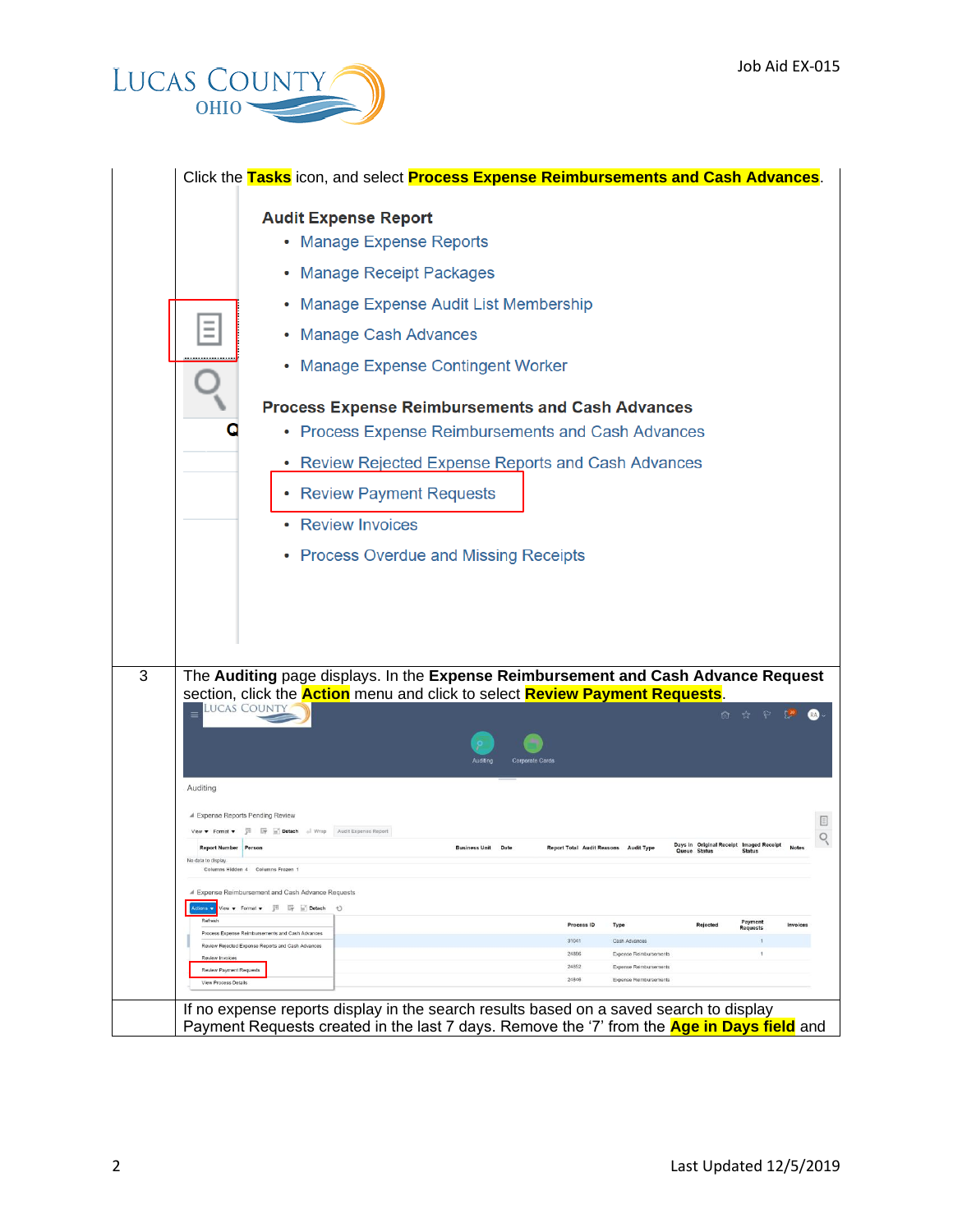| | |
|---|---|
| | Click the **Tasks** icon, and select **Process Expense Reimbursements and Cash Advances**.<br><br>**Audit Expense Report**<br>• Manage Expense Reports<br>• Manage Receipt Packages<br>• Manage Expense Audit List Membership<br>• Manage Cash Advances<br>• Manage Expense Contingent Worker<br><br>**Process Expense Reimbursements and Cash Advances**<br>• Process Expense Reimbursements and Cash Advances<br>• Review Rejected Expense Reports and Cash Advances<br>• Review Payment Requests<br>• Review Invoices<br>• Process Overdue and Missing Receipts |
| 3 | The **Auditing** page displays. In the **Expense Reimbursement and Cash Advance Request** section, click the **Action** menu and click to select **Review Payment Requests**. |
| | If no expense reports display in the search results based on a saved search to display Payment Requests created in the last 7 days. Remove the '7' from the **Age in Days field** and |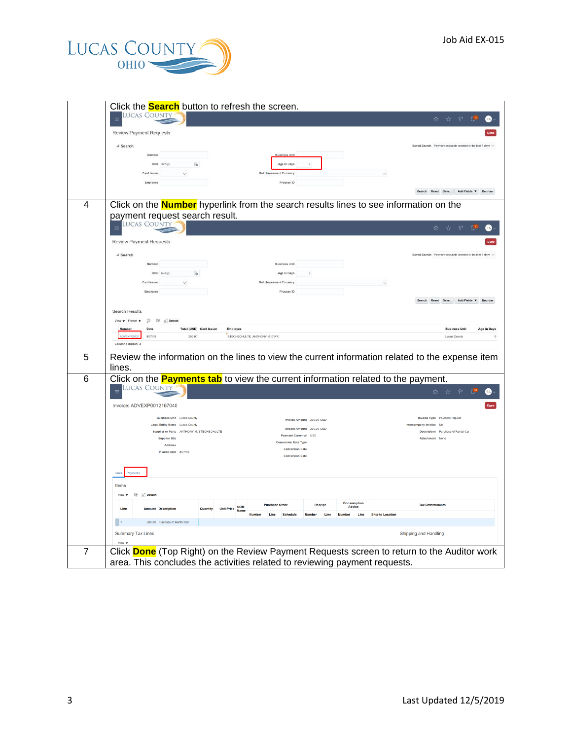| | |
|---|---|
| | Click the **Search** button to refresh the screen. |
| 4 | Click on the **Number** hyperlink from the search results lines to see information on the payment request search result. |
| 5 | Review the information on the lines to view the current information related to the expense item lines. |
| 6 | Click on the **Payments tab** to view the current information related to the payment. |
| 7 | Click **Done** (Top Right) on the Review Payment Requests screen to return to the Auditor work area. This concludes the activities related to reviewing payment requests. |